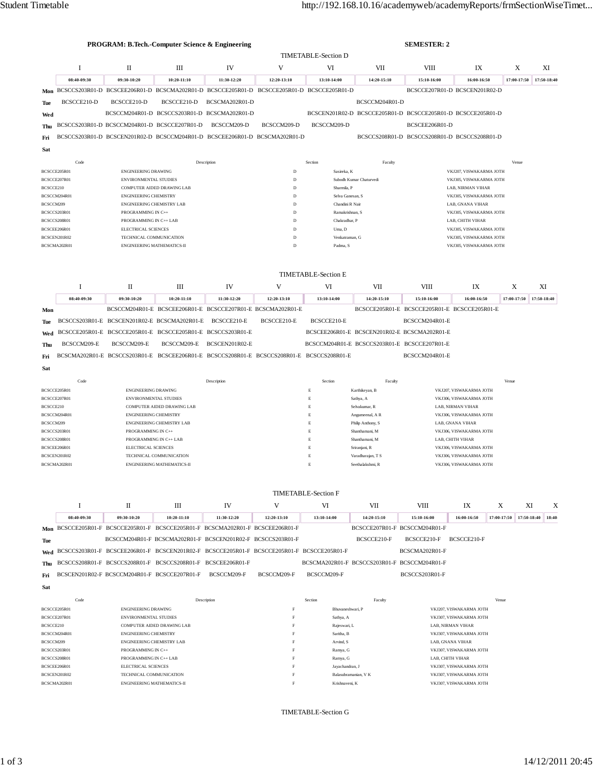**PROGRAM: B.Tech.-Computer Science & Engineering** **SEMESTER: 2**

## TIMETABLE-Section D

| | I | II | III | IV | V | VI | VII | VIII | IX | X | XI |
|---|---|---|---|---|---|---|---|---|---|---|---|
| | 08:40-09:30 | 09:30-10:20 | 10:20-11:10 | 11:30-12:20 | 12:20-13:10 | 13:10-14:00 | 14:20-15:10 | 15:10-16:00 | 16:00-16:50 | 17:00-17:50 | 17:50-18:40 |
| **Mon** | BCSCCS203R01-D | BCSCEE206R01-D | BCSCMA202R01-D | BCSCCE205R01-D | BCSCCE205R01-D | BCSCCE205R01-D | | BCSCCE207R01-D | BCSCEN201R02-D | | |
| **Tue** | BCSCCE210-D | BCSCCE210-D | BCSCCE210-D | BCSCMA202R01-D | | | BCSCCM204R01-D | | | | |
| **Wed** | | BCSCCM204R01-D | BCSCCS203R01-D | BCSCMA202R01-D | | BCSCEN201R02-D | BCSCCE205R01-D | BCSCCE205R01-D | BCSCCE205R01-D | | |
| **Thu** | BCSCCS203R01-D | BCSCCM204R01-D | BCSCCE207R01-D | BCSCCM209-D | BCSCCM209-D | BCSCCM209-D | | BCSCEE206R01-D | | | |
| **Fri** | BCSCCS203R01-D | BCSCEN201R02-D | BCSCCM204R01-D | BCSCEE206R01-D | BCSCMA202R01-D | | BCSCCS208R01-D | BCSCCS208R01-D | BCSCCS208R01-D | | |
| **Sat** | | | | | | | | | | | |

| Code | Description | Section | Faculty | Venue |
|---|---|---|---|---|
| BCSCCE205R01 | ENGINEERING DRAWING | D | Sasireka, K | VKJ207, VISWAKARMA JOTH |
| BCSCCE207R01 | ENVIRONMENTAL STUDIES | D | Subodh Kumar Chaturvedi | VKJ305, VISWAKARMA JOTH |
| BCSCCE210 | COMPUTER AIDED DRAWING LAB | D | Sharmila, P | LAB, NIRMAN VIHAR |
| BCSCCM204R01 | ENGINEERING CHEMISTRY | D | Selva Ganesan, S | VKJ305, VISWAKARMA JOTH |
| BCSCCM209 | ENGINEERING CHEMISTRY LAB | D | Chandini R Nair | LAB, GNANA VIHAR |
| BCSCCS203R01 | PROGRAMMING IN C++ | D | Ramakrishnan, S | VKJ305, VISWAKARMA JOTH |
| BCSCCS208R01 | PROGRAMMING IN C++ LAB | D | Chakradhar, P | LAB, CHITH VIHAR |
| BCSCEE206R01 | ELECTRICAL SCIENCES | D | Uma, D | VKJ305, VISWAKARMA JOTH |
| BCSCEN201R02 | TECHNICAL COMMUNICATION | D | Venkatraman, G | VKJ305, VISWAKARMA JOTH |
| BCSCMA202R01 | ENGINEERING MATHEMATICS-II | D | Padma, S | VKJ305, VISWAKARMA JOTH |

## TIMETABLE-Section E

| | I | II | III | IV | V | VI | VII | VIII | IX | X | XI |
|---|---|---|---|---|---|---|---|---|---|---|---|
| | 08:40-09:30 | 09:30-10:20 | 10:20-11:10 | 11:30-12:20 | 12:20-13:10 | 13:10-14:00 | 14:20-15:10 | 15:10-16:00 | 16:00-16:50 | 17:00-17:50 | 17:50-18:40 |
| **Mon** | | BCSCCM204R01-E | BCSCEE206R01-E | BCSCCE207R01-E | BCSCMA202R01-E | | BCSCCE205R01-E | BCSCCE205R01-E | BCSCCE205R01-E | | |
| **Tue** | BCSCCS203R01-E | BCSCEN201R02-E | BCSCMA202R01-E | BCSCCE210-E | BCSCCE210-E | BCSCCE210-E | | BCSCCM204R01-E | | | |
| **Wed** | BCSCCE205R01-E | BCSCCE205R01-E | BCSCCE205R01-E | BCSCCS203R01-E | | BCSCEE206R01-E | BCSCEN201R02-E | BCSCMA202R01-E | | | |
| **Thu** | BCSCCM209-E | BCSCCM209-E | BCSCCM209-E | BCSCEN201R02-E | | BCSCCM204R01-E | BCSCCS203R01-E | BCSCCE207R01-E | | | |
| **Fri** | BCSCMA202R01-E | BCSCCS203R01-E | BCSCEE206R01-E | BCSCCS208R01-E | BCSCCS208R01-E | BCSCCS208R01-E | | BCSCCM204R01-E | | | |
| **Sat** | | | | | | | | | | | |

| Code | Description | Section | Faculty | Venue |
|---|---|---|---|---|
| BCSCCE205R01 | ENGINEERING DRAWING | E | Karthikeyan, B | VKJ207, VISWAKARMA JOTH |
| BCSCCE207R01 | ENVIRONMENTAL STUDIES | E | Sathya, A | VKJ306, VISWAKARMA JOTH |
| BCSCCE210 | COMPUTER AIDED DRAWING LAB | E | Selvakumar, R | LAB, NIRMAN VIHAR |
| BCSCCM204R01 | ENGINEERING CHEMISTRY | E | Angumeenal, A R | VKJ306, VISWAKARMA JOTH |
| BCSCCM209 | ENGINEERING CHEMISTRY LAB | E | Philip Anthony, S | LAB, GNANA VIHAR |
| BCSCCS203R01 | PROGRAMMING IN C++ | E | Shanthamani, M | VKJ306, VISWAKARMA JOTH |
| BCSCCS208R01 | PROGRAMMING IN C++ LAB | E | Shanthamani, M | LAB, CHITH VIHAR |
| BCSCEE206R01 | ELECTRICAL SCIENCES | E | Sriranjani, R | VKJ306, VISWAKARMA JOTH |
| BCSCEN201R02 | TECHNICAL COMMUNICATION | E | Varadharajan, T S | VKJ306, VISWAKARMA JOTH |
| BCSCMA202R01 | ENGINEERING MATHEMATICS-II | E | Seethalakshmi, R | VKJ306, VISWAKARMA JOTH |

## TIMETABLE-Section F

| | I | II | III | IV | V | VI | VII | VIII | IX | X | XI | X |
|---|---|---|---|---|---|---|---|---|---|---|---|---|
| | 08:40-09:30 | 09:30-10:20 | 10:20-11:10 | 11:30-12:20 | 12:20-13:10 | 13:10-14:00 | 14:20-15:10 | 15:10-16:00 | 16:00-16:50 | 17:00-17:50 | 17:50-18:40 | 18:40 |
| **Mon** | BCSCCE205R01-F | BCSCCE205R01-F | BCSCCE205R01-F | BCSCMA202R01-F | BCSCEE206R01-F | | BCSCCE207R01-F | BCSCCM204R01-F | | | | |
| **Tue** | | BCSCCM204R01-F | BCSCMA202R01-F | BCSCEN201R02-F | BCSCCS203R01-F | | BCSCCE210-F | BCSCCE210-F | BCSCCE210-F | | | |
| **Wed** | BCSCCS203R01-F | BCSCEE206R01-F | BCSCEN201R02-F | BCSCCE205R01-F | BCSCCE205R01-F | BCSCCE205R01-F | | BCSCMA202R01-F | | | | |
| **Thu** | BCSCCS208R01-F | BCSCCS208R01-F | BCSCCS208R01-F | BCSCEE206R01-F | | BCSCMA202R01-F | BCSCCS203R01-F | BCSCCM204R01-F | | | | |
| **Fri** | BCSCEN201R02-F | BCSCCM204R01-F | BCSCCE207R01-F | BCSCCM209-F | BCSCCM209-F | BCSCCM209-F | | BCSCCS203R01-F | | | | |
| **Sat** | | | | | | | | | | | | |

| Code | Description | Section | Faculty | Venue |
|---|---|---|---|---|
| BCSCCE205R01 | ENGINEERING DRAWING | F | Bhuvaneshwari, P | VKJ207, VISWAKARMA JOTH |
| BCSCCE207R01 | ENVIRONMENTAL STUDIES | F | Sathya, A | VKJ307, VISWAKARMA JOTH |
| BCSCCE210 | COMPUTER AIDED DRAWING LAB | F | Rajeswari, L | LAB, NIRMAN VIHAR |
| BCSCCM204R01 | ENGINEERING CHEMISTRY | F | Saritha, B | VKJ307, VISWAKARMA JOTH |
| BCSCCM209 | ENGINEERING CHEMISTRY LAB | F | Arvind, S | LAB, GNANA VIHAR |
| BCSCCS203R01 | PROGRAMMING IN C++ | F | Ramya, G | VKJ307, VISWAKARMA JOTH |
| BCSCCS208R01 | PROGRAMMING IN C++ LAB | F | Ramya, G | LAB, CHITH VIHAR |
| BCSCEE206R01 | ELECTRICAL SCIENCES | F | Jayachandran, J | VKJ307, VISWAKARMA JOTH |
| BCSCEN201R02 | TECHNICAL COMMUNICATION | F | Balasubramanian, V K | VKJ307, VISWAKARMA JOTH |
| BCSCMA202R01 | ENGINEERING MATHEMATICS-II | F | Krishnaveni, K | VKJ307, VISWAKARMA JOTH |

## TIMETABLE-Section G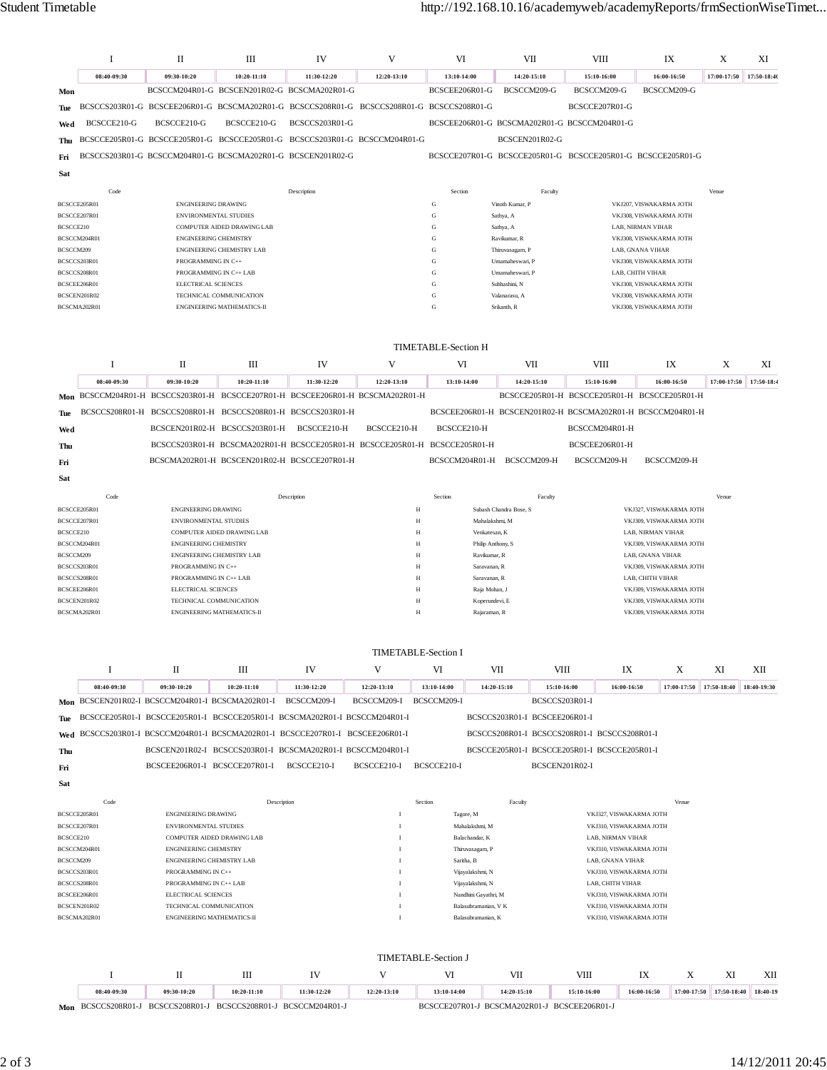| | I | II | III | IV | V | VI | VII | VIII | IX | X | XI |
|---|---|---|---|---|---|---|---|---|---|---|---|
| | 08:40-09:30 | 09:30-10:20 | 10:20-11:10 | 11:30-12:20 | 12:20-13:10 | 13:10-14:00 | 14:20-15:10 | 15:10-16:00 | 16:00-16:50 | 17:00-17:50 | 17:50-18:4 |
| **Mon** | | BCSCCM204R01-G | BCSCEN201R02-G | BCSCMA202R01-G | | BCSCEE206R01-G | BCSCCM209-G | BCSCCM209-G | BCSCCM209-G | | |
| **Tue** | BCSCCS203R01-G | BCSCEE206R01-G | BCSCMA202R01-G | BCSCCS208R01-G | BCSCCS208R01-G | BCSCCS208R01-G | | BCSCCE207R01-G | | | |
| **Wed** | BCSCCE210-G | BCSCCE210-G | BCSCCE210-G | BCSCCS203R01-G | | BCSCEE206R01-G | BCSCMA202R01-G | BCSCCM204R01-G | | | |
| **Thu** | BCSCCE205R01-G | BCSCCE205R01-G | BCSCCE205R01-G | BCSCCS203R01-G | BCSCCM204R01-G | | BCSCEN201R02-G | | | | |
| **Fri** | BCSCCS203R01-G | BCSCCM204R01-G | BCSCMA202R01-G | BCSCEN201R02-G | | BCSCCE207R01-G | BCSCCE205R01-G | BCSCCE205R01-G | BCSCCE205R01-G | | |
| **Sat** | | | | | | | | | | | |

| Code | Description | Section | Faculty | Venue |
|---|---|---|---|---|
| BCSCCE205R01 | ENGINEERING DRAWING | G | Vinoth Kumar, P | VKJ207, VISWAKARMA JOTH |
| BCSCCE207R01 | ENVIRONMENTAL STUDIES | G | Sathya, A | VKJ308, VISWAKARMA JOTH |
| BCSCCE210 | COMPUTER AIDED DRAWING LAB | G | Sathya, A | LAB, NIRMAN VIHAR |
| BCSCCM204R01 | ENGINEERING CHEMISTRY | G | Ravikumar, R | VKJ308, VISWAKARMA JOTH |
| BCSCCM209 | ENGINEERING CHEMISTRY LAB | G | Thiruvasagam, P | LAB, GNANA VIHAR |
| BCSCCS203R01 | PROGRAMMING IN C++ | G | Umamaheswari, P | VKJ308, VISWAKARMA JOTH |
| BCSCCS208R01 | PROGRAMMING IN C++ LAB | G | Umamaheswari, P | LAB, CHITH VIHAR |
| BCSCEE206R01 | ELECTRICAL SCIENCES | G | Subhashini, N | VKJ308, VISWAKARMA JOTH |
| BCSCEN201R02 | TECHNICAL COMMUNICATION | G | Valanarasu, A | VKJ308, VISWAKARMA JOTH |
| BCSCMA202R01 | ENGINEERING MATHEMATICS-II | G | Srikanth, R | VKJ308, VISWAKARMA JOTH |

## TIMETABLE-Section H

| | I | II | III | IV | V | VI | VII | VIII | IX | X | XI |
|---|---|---|---|---|---|---|---|---|---|---|---|
| | 08:40-09:30 | 09:30-10:20 | 10:20-11:10 | 11:30-12:20 | 12:20-13:10 | 13:10-14:00 | 14:20-15:10 | 15:10-16:00 | 16:00-16:50 | 17:00-17:50 | 17:50-18:4 |
| **Mon** | BCSCCM204R01-H | BCSCCS203R01-H | BCSCCE207R01-H | BCSCEE206R01-H | BCSCMA202R01-H | | BCSCCE205R01-H | BCSCCE205R01-H | BCSCCE205R01-H | | |
| **Tue** | BCSCCS208R01-H | BCSCCS208R01-H | BCSCCS208R01-H | BCSCCS203R01-H | | BCSCEE206R01-H | BCSCEN201R02-H | BCSCMA202R01-H | BCSCCM204R01-H | | |
| **Wed** | | BCSCEN201R02-H | BCSCCS203R01-H | BCSCCE210-H | BCSCCE210-H | BCSCCE210-H | | BCSCCM204R01-H | | | |
| **Thu** | | BCSCCS203R01-H | BCSCMA202R01-H | BCSCCE205R01-H | BCSCCE205R01-H | BCSCCE205R01-H | | BCSCEE206R01-H | | | |
| **Fri** | | BCSCMA202R01-H | BCSCEN201R02-H | BCSCCE207R01-H | | BCSCCM204R01-H | BCSCCM209-H | BCSCCM209-H | BCSCCM209-H | | |
| **Sat** | | | | | | | | | | | |

| Code | Description | Section | Faculty | Venue |
|---|---|---|---|---|
| BCSCCE205R01 | ENGINEERING DRAWING | H | Subash Chandra Bose, S | VKJ327, VISWAKARMA JOTH |
| BCSCCE207R01 | ENVIRONMENTAL STUDIES | H | Mahalakshmi, M | VKJ309, VISWAKARMA JOTH |
| BCSCCE210 | COMPUTER AIDED DRAWING LAB | H | Venkatesan, K | LAB, NIRMAN VIHAR |
| BCSCCM204R01 | ENGINEERING CHEMISTRY | H | Philip Anthony, S | VKJ309, VISWAKARMA JOTH |
| BCSCCM209 | ENGINEERING CHEMISTRY LAB | H | Ravikumar, R | LAB, GNANA VIHAR |
| BCSCCS203R01 | PROGRAMMING IN C++ | H | Saravanan, R | VKJ309, VISWAKARMA JOTH |
| BCSCCS208R01 | PROGRAMMING IN C++ LAB | H | Saravanan, R | LAB, CHITH VIHAR |
| BCSCEE206R01 | ELECTRICAL SCIENCES | H | Raja Mohan, J | VKJ309, VISWAKARMA JOTH |
| BCSCEN201R02 | TECHNICAL COMMUNICATION | H | Koperundevi, E | VKJ309, VISWAKARMA JOTH |
| BCSCMA202R01 | ENGINEERING MATHEMATICS-II | H | Rajaraman, R | VKJ309, VISWAKARMA JOTH |

## TIMETABLE-Section I

| | I | II | III | IV | V | VI | VII | VIII | IX | X | XI | XII |
|---|---|---|---|---|---|---|---|---|---|---|---|---|
| | 08:40-09:30 | 09:30-10:20 | 10:20-11:10 | 11:30-12:20 | 12:20-13:10 | 13:10-14:00 | 14:20-15:10 | 15:10-16:00 | 16:00-16:50 | 17:00-17:50 | 17:50-18:40 | 18:40-19:30 |
| **Mon** | BCSCEN201R02-I | BCSCCM204R01-I | BCSCMA202R01-I | BCSCCM209-I | BCSCCM209-I | BCSCCM209-I | | BCSCCS203R01-I | | | | |
| **Tue** | BCSCCE205R01-I | BCSCCE205R01-I | BCSCCE205R01-I | BCSCMA202R01-I | BCSCCM204R01-I | | BCSCCS203R01-I | BCSCEE206R01-I | | | | |
| **Wed** | BCSCCS203R01-I | BCSCCM204R01-I | BCSCMA202R01-I | BCSCCE207R01-I | BCSCEE206R01-I | | BCSCCS208R01-I | BCSCCS208R01-I | BCSCCS208R01-I | | | |
| **Thu** | | BCSCEN201R02-I | BCSCCS203R01-I | BCSCMA202R01-I | BCSCCM204R01-I | | BCSCCE205R01-I | BCSCCE205R01-I | BCSCCE205R01-I | | | |
| **Fri** | | BCSCEE206R01-I | BCSCCE207R01-I | BCSCCE210-I | BCSCCE210-I | BCSCCE210-I | | BCSCEN201R02-I | | | | |
| **Sat** | | | | | | | | | | | | |

| Code | Description | Section | Faculty | Venue |
|---|---|---|---|---|
| BCSCCE205R01 | ENGINEERING DRAWING | I | Tagore, M | VKJ327, VISWAKARMA JOTH |
| BCSCCE207R01 | ENVIRONMENTAL STUDIES | I | Mahalakshmi, M | VKJ310, VISWAKARMA JOTH |
| BCSCCE210 | COMPUTER AIDED DRAWING LAB | I | Balachandar, K | LAB, NIRMAN VIHAR |
| BCSCCM204R01 | ENGINEERING CHEMISTRY | I | Thiruvasagam, P | VKJ310, VISWAKARMA JOTH |
| BCSCCM209 | ENGINEERING CHEMISTRY LAB | I | Saritha, B | LAB, GNANA VIHAR |
| BCSCCS203R01 | PROGRAMMING IN C++ | I | Vijayalakshmi, N | VKJ310, VISWAKARMA JOTH |
| BCSCCS208R01 | PROGRAMMING IN C++ LAB | I | Vijayalakshmi, N | LAB, CHITH VIHAR |
| BCSCEE206R01 | ELECTRICAL SCIENCES | I | Nandhini Gayathri, M | VKJ310, VISWAKARMA JOTH |
| BCSCEN201R02 | TECHNICAL COMMUNICATION | I | Balasubramanian, V K | VKJ310, VISWAKARMA JOTH |
| BCSCMA202R01 | ENGINEERING MATHEMATICS-II | I | Balasubramanian, K | VKJ310, VISWAKARMA JOTH |

## TIMETABLE-Section J

| | I | II | III | IV | V | VI | VII | VIII | IX | X | XI | XII |
|---|---|---|---|---|---|---|---|---|---|---|---|---|
| | 08:40-09:30 | 09:30-10:20 | 10:20-11:10 | 11:30-12:20 | 12:20-13:10 | 13:10-14:00 | 14:20-15:10 | 15:10-16:00 | 16:00-16:50 | 17:00-17:50 | 17:50-18:40 | 18:40-19 |
| **Mon** | BCSCCS208R01-J | BCSCCS208R01-J | BCSCCS208R01-J | BCSCCM204R01-J | | BCSCCE207R01-J | BCSCMA202R01-J | BCSCEE206R01-J | | | | |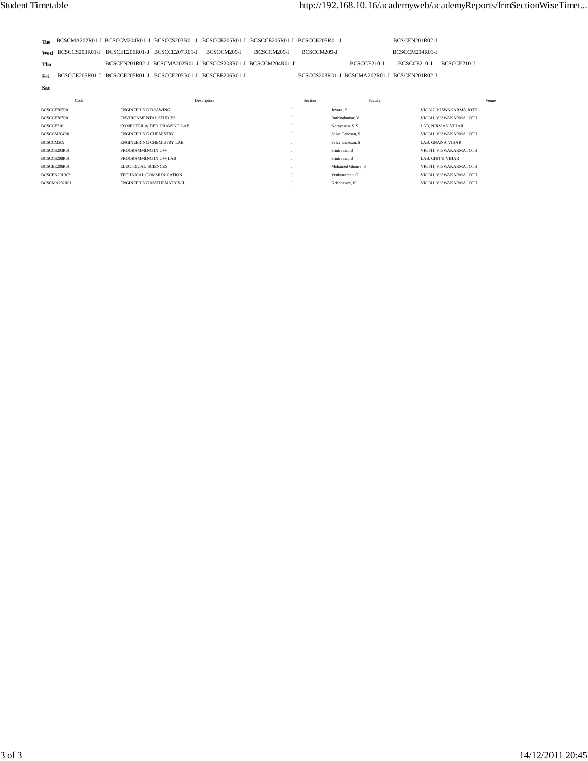| | | | | | | | | | |
|---|---|---|---|---|---|---|---|---|---|
| **Tue** | BCSCMA202R01-J | BCSCCM204R01-J | BCSCCS203R01-J | BCSCCE205R01-J | BCSCCE205R01-J | BCSCCE205R01-J | | BCSCEN201R02-J | |
| **Wed** | BCSCCS203R01-J | BCSCEE206R01-J | BCSCCE207R01-J | BCSCCM209-J | BCSCCM209-J | BCSCCM209-J | | BCSCCM204R01-J | |
| **Thu** | | BCSCEN201R02-J | BCSCMA202R01-J | BCSCCS203R01-J | BCSCCM204R01-J | | BCSCCE210-J | BCSCCE210-J | BCSCCE210-J |
| **Fri** | BCSCCE205R01-J | BCSCCE205R01-J | BCSCCE205R01-J | BCSCEE206R01-J | | BCSCCS203R01-J | BCSCMA202R01-J | BCSCEN201R02-J | |
| **Sat** | | | | | | | | | |

| Code | Description | Section | Faculty | Venue |
|---|---|---|---|---|
| BCSCCE205R01 | ENGINEERING DRAWING | J | Jeyaraj, S | VKJ327, VISWAKARMA JOTH |
| BCSCCE207R01 | ENVIRONMENTAL STUDIES | J | Rathinakumar, V | VKJ311, VISWAKARMA JOTH |
| BCSCCE210 | COMPUTER AIDED DRAWING LAB | J | Narayanan, V S | LAB, NIRMAN VIHAR |
| BCSCCM204R01 | ENGINEERING CHEMISTRY | J | Selva Ganesan, S | VKJ311, VISWAKARMA JOTH |
| BCSCCM209 | ENGINEERING CHEMISTRY LAB | J | Selva Ganesan, S | LAB, GNANA VIHAR |
| BCSCCS203R01 | PROGRAMMING IN C++ | J | Srinivasan, B | VKJ311, VISWAKARMA JOTH |
| BCSCCS208R01 | PROGRAMMING IN C++ LAB | J | Srinivasan, B | LAB, CHITH VIHAR |
| BCSCEE206R01 | ELECTRICAL SCIENCES | J | Mohamed Ghouse, S | VKJ311, VISWAKARMA JOTH |
| BCSCEN201R02 | TECHNICAL COMMUNICATION | J | Venkatraman, G | VKJ311, VISWAKARMA JOTH |
| BCSCMA202R01 | ENGINEERING MATHEMATICS-II | J | Krishnaveni, K | VKJ311, VISWAKARMA JOTH |